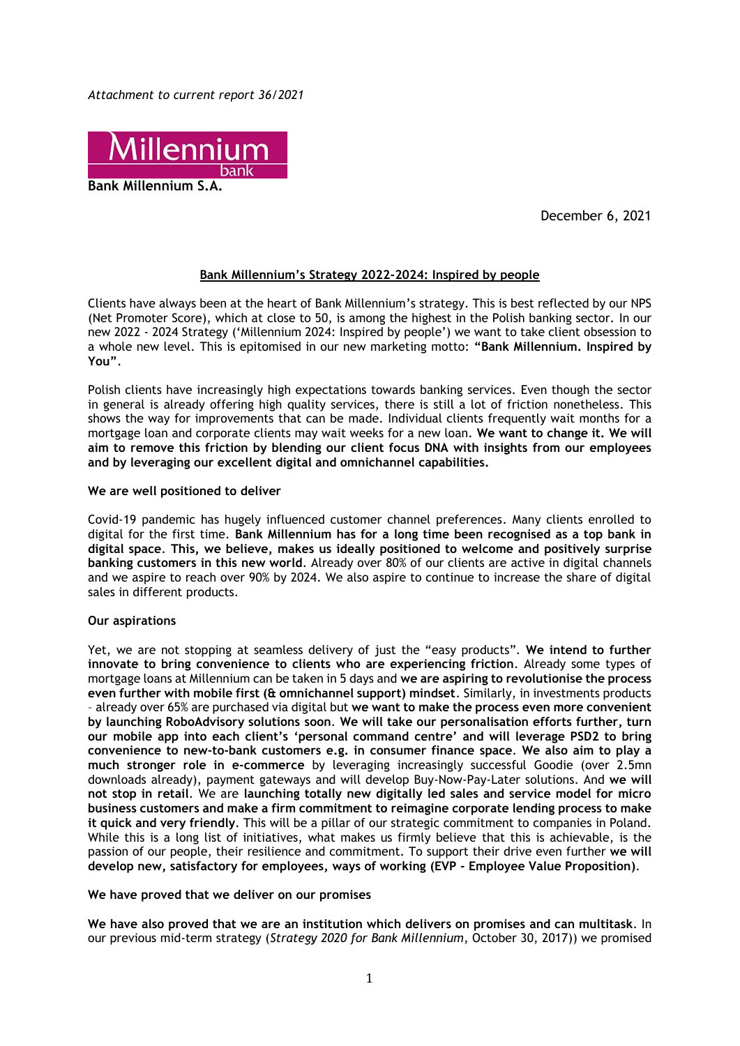*Attachment to current report 36/2021*

**Bank Millennium S.A.**

December 6, 2021

## Bank Millennium's Strategy 2022-2024: Inspired by people

Clients have always been at the heart of Bank Millennium's strategy. This is best reflected by our NPS (Net Promoter Score), which at close to 50, is among the highest in the Polish banking sector. In our new 2022 - 2024 Strategy ('Millennium 2024: Inspired by people') we want to take client obsession to a whole new level. This is epitomised in our new marketing motto: **"Bank Millennium. Inspired by You"**.

Polish clients have increasingly high expectations towards banking services. Even though the sector in general is already offering high quality services, there is still a lot of friction nonetheless. This shows the way for improvements that can be made. Individual clients frequently wait months for a mortgage loan and corporate clients may wait weeks for a new loan. **We want to change it. We will aim to remove this friction by blending our client focus DNA with insights from our employees and by leveraging our excellent digital and omnichannel capabilities.**

### We are well positioned to deliver

Covid-19 pandemic has hugely influenced customer channel preferences. Many clients enrolled to digital for the first time. **Bank Millennium has for a long time been recognised as a top bank in digital space. This, we believe, makes us ideally positioned to welcome and positively surprise banking customers in this new world**. Already over 80% of our clients are active in digital channels and we aspire to reach over 90% by 2024. We also aspire to continue to increase the share of digital sales in different products.

### Our aspirations

Yet, we are not stopping at seamless delivery of just the "easy products". **We intend to further innovate to bring convenience to clients who are experiencing friction**. Already some types of mortgage loans at Millennium can be taken in 5 days and **we are aspiring to revolutionise the process even further with mobile first (& omnichannel support) mindset**. Similarly, in investments products – already over 65% are purchased via digital but **we want to make the process even more convenient by launching RoboAdvisory solutions soon**. **We will take our personalisation efforts further, turn our mobile app into each client's 'personal command centre' and will leverage PSD2 to bring convenience to new-to-bank customers e.g. in consumer finance space**. **We also aim to play a much stronger role in e-commerce** by leveraging increasingly successful Goodie (over 2.5mn downloads already), payment gateways and will develop Buy-Now-Pay-Later solutions. And **we will not stop in retail**. We are **launching totally new digitally led sales and service model for micro business customers and make a firm commitment to reimagine corporate lending process to make it quick and very friendly**. This will be a pillar of our strategic commitment to companies in Poland. While this is a long list of initiatives, what makes us firmly believe that this is achievable, is the passion of our people, their resilience and commitment. To support their drive even further **we will develop new, satisfactory for employees, ways of working (EVP - Employee Value Proposition)**.

### We have proved that we deliver on our promises

**We have also proved that we are an institution which delivers on promises and can multitask**. In our previous mid-term strategy (*Strategy 2020 for Bank Millennium*, October 30, 2017)) we promised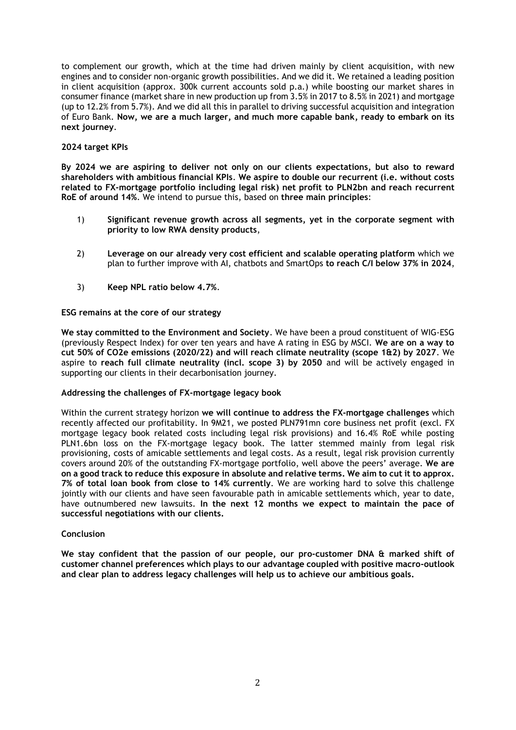to complement our growth, which at the time had driven mainly by client acquisition, with new engines and to consider non-organic growth possibilities. And we did it. We retained a leading position in client acquisition (approx. 300k current accounts sold p.a.) while boosting our market shares in consumer finance (market share in new production up from 3.5% in 2017 to 8.5% in 2021) and mortgage (up to 12.2% from 5.7%). And we did all this in parallel to driving successful acquisition and integration of Euro Bank. **Now, we are a much larger, and much more capable bank, ready to embark on its next journey**.

**2024 target KPIs**

**By 2024 we are aspiring to deliver not only on our clients expectations, but also to reward shareholders with ambitious financial KPIs**. **We aspire to double our recurrent (i.e. without costs related to FX-mortgage portfolio including legal risk) net profit to PLN2bn and reach recurrent RoE of around 14%**. We intend to pursue this, based on **three main principles**:

1) **Significant revenue growth across all segments, yet in the corporate segment with priority to low RWA density products**,

2) **Leverage on our already very cost efficient and scalable operating platform** which we plan to further improve with AI, chatbots and SmartOps **to reach C/I below 37% in 2024**,

3) **Keep NPL ratio below 4.7%**.

**ESG remains at the core of our strategy**

**We stay committed to the Environment and Society**. We have been a proud constituent of WIG-ESG (previously Respect Index) for over ten years and have A rating in ESG by MSCI. **We are on a way to cut 50% of CO2e emissions (2020/22) and will reach climate neutrality (scope 1&2) by 2027**. We aspire to **reach full climate neutrality (incl. scope 3) by 2050** and will be actively engaged in supporting our clients in their decarbonisation journey.

**Addressing the challenges of FX-mortgage legacy book**

Within the current strategy horizon **we will continue to address the FX-mortgage challenges** which recently affected our profitability. In 9M21, we posted PLN791mn core business net profit (excl. FX mortgage legacy book related costs including legal risk provisions) and 16.4% RoE while posting PLN1.6bn loss on the FX-mortgage legacy book. The latter stemmed mainly from legal risk provisioning, costs of amicable settlements and legal costs. As a result, legal risk provision currently covers around 20% of the outstanding FX-mortgage portfolio, well above the peers' average. **We are on a good track to reduce this exposure in absolute and relative terms. We aim to cut it to approx. 7% of total loan book from close to 14% currently**. We are working hard to solve this challenge jointly with our clients and have seen favourable path in amicable settlements which, year to date, have outnumbered new lawsuits. **In the next 12 months we expect to maintain the pace of successful negotiations with our clients.**

**Conclusion**

**We stay confident that the passion of our people, our pro-customer DNA & marked shift of customer channel preferences which plays to our advantage coupled with positive macro-outlook and clear plan to address legacy challenges will help us to achieve our ambitious goals.**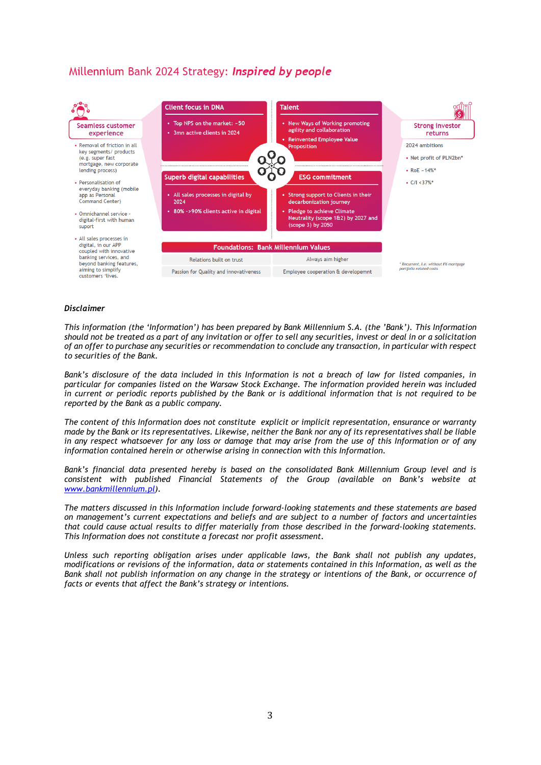## Millennium Bank 2024 Strategy: *Inspired by people*

**Seamless customer experience**

- Removal of friction in all key segments/ products (e.g. super fast mortgage, new corporate lending process)
- Personalisation of everyday banking (mobile app as Personal Command Center)
- Omnichannel service - digital-first with human suport
- All sales processes in digital, in our APP coupled with innovative banking services, and beyond banking features, aiming to simplify customers 'lives.

**Client focus in DNA**

- Top NPS on the market: ~50
- 3mn active clients in 2024

**Talent**

- New Ways of Working promoting agility and collaboration
- Reinvented Employee Value Proposition

**Superb digital capabilities**

- All sales processes in digital by 2024
- 80% ->90% clients active in digital

**ESG commitment**

- Strong support to Clients in their decarbonization journey
- Pledge to achieve Climate Neutrality (scope 1&2) by 2027 and (scope 3) by 2050

**Strong investor returns**

2024 ambitions

- Net profit of PLN2bn*
- RoE ~14%*
- C/I <37%*

**Foundations: Bank Millennium Values**

Relations built on trust | Always aim higher

Passion for Quality and innovativeness | Employee cooperation & developemnt

* Recurrent, i.e. without FX-mortgage portfolio related costs

***Disclaimer***

*This information (the 'Information') has been prepared by Bank Millennium S.A. (the 'Bank'). This Information should not be treated as a part of any invitation or offer to sell any securities, invest or deal in or a solicitation of an offer to purchase any securities or recommendation to conclude any transaction, in particular with respect to securities of the Bank.*

*Bank's disclosure of the data included in this Information is not a breach of law for listed companies, in particular for companies listed on the Warsaw Stock Exchange. The information provided herein was included in current or periodic reports published by the Bank or is additional information that is not required to be reported by the Bank as a public company.*

*The content of this Information does not constitute explicit or implicit representation, ensurance or warranty made by the Bank or its representatives. Likewise, neither the Bank nor any of its representatives shall be liable in any respect whatsoever for any loss or damage that may arise from the use of this Information or of any information contained herein or otherwise arising in connection with this Information.*

*Bank's financial data presented hereby is based on the consolidated Bank Millennium Group level and is consistent with published Financial Statements of the Group (available on Bank's website at [www.bankmillennium.pl](http://www.bankmillennium.pl)).*

*The matters discussed in this Information include forward-looking statements and these statements are based on management's current expectations and beliefs and are subject to a number of factors and uncertainties that could cause actual results to differ materially from those described in the forward-looking statements. This Information does not constitute a forecast nor profit assessment.*

*Unless such reporting obligation arises under applicable laws, the Bank shall not publish any updates, modifications or revisions of the information, data or statements contained in this Information, as well as the Bank shall not publish information on any change in the strategy or intentions of the Bank, or occurrence of facts or events that affect the Bank's strategy or intentions.*